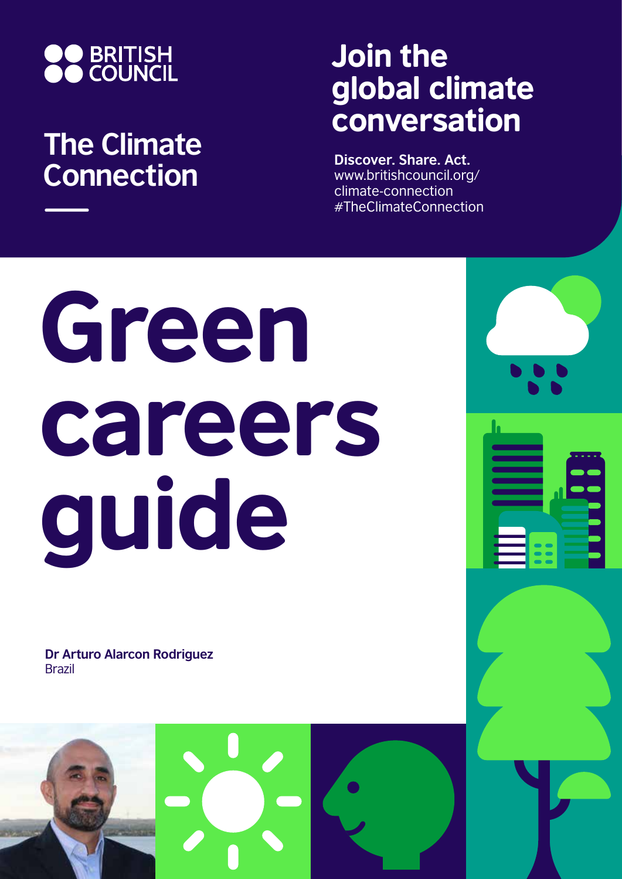BRITISH COUNCIL

## The Climate Connection

## Join the global climate conversation

**Discover. Share. Act.**
www.britishcouncil.org/climate-connection
#TheClimateConnection

# Green careers guide

**Dr Arturo Alarcon Rodriguez**
Brazil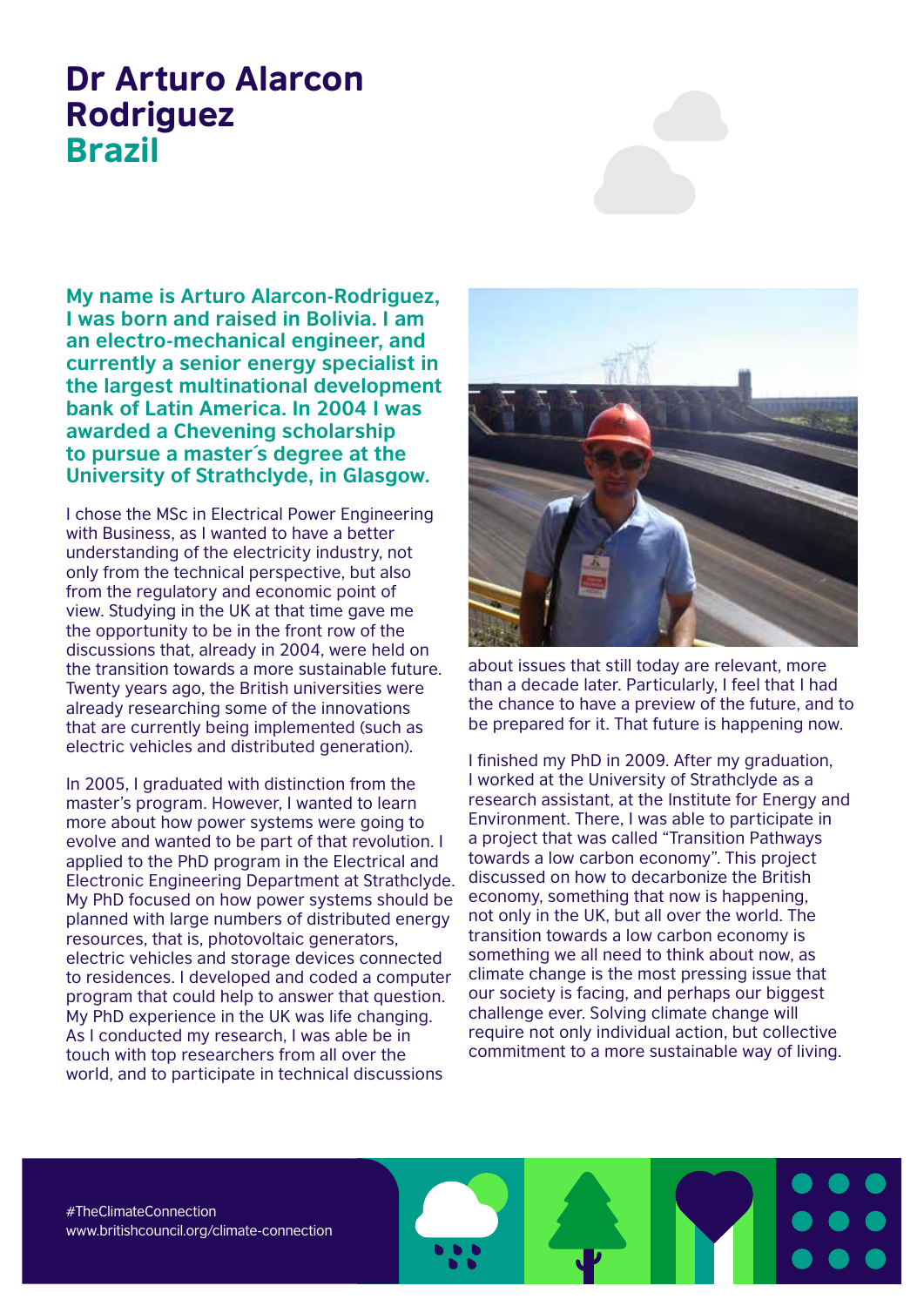# Dr Arturo Alarcon Rodriguez
## Brazil

**My name is Arturo Alarcon-Rodriguez, I was born and raised in Bolivia. I am an electro-mechanical engineer, and currently a senior energy specialist in the largest multinational development bank of Latin America. In 2004 I was awarded a Chevening scholarship to pursue a master´s degree at the University of Strathclyde, in Glasgow.**

I chose the MSc in Electrical Power Engineering with Business, as I wanted to have a better understanding of the electricity industry, not only from the technical perspective, but also from the regulatory and economic point of view. Studying in the UK at that time gave me the opportunity to be in the front row of the discussions that, already in 2004, were held on the transition towards a more sustainable future. Twenty years ago, the British universities were already researching some of the innovations that are currently being implemented (such as electric vehicles and distributed generation).

In 2005, I graduated with distinction from the master's program. However, I wanted to learn more about how power systems were going to evolve and wanted to be part of that revolution. I applied to the PhD program in the Electrical and Electronic Engineering Department at Strathclyde. My PhD focused on how power systems should be planned with large numbers of distributed energy resources, that is, photovoltaic generators, electric vehicles and storage devices connected to residences. I developed and coded a computer program that could help to answer that question. My PhD experience in the UK was life changing. As I conducted my research, I was able be in touch with top researchers from all over the world, and to participate in technical discussions about issues that still today are relevant, more than a decade later. Particularly, I feel that I had the chance to have a preview of the future, and to be prepared for it. That future is happening now.

I finished my PhD in 2009. After my graduation, I worked at the University of Strathclyde as a research assistant, at the Institute for Energy and Environment. There, I was able to participate in a project that was called "Transition Pathways towards a low carbon economy". This project discussed on how to decarbonize the British economy, something that now is happening, not only in the UK, but all over the world. The transition towards a low carbon economy is something we all need to think about now, as climate change is the most pressing issue that our society is facing, and perhaps our biggest challenge ever. Solving climate change will require not only individual action, but collective commitment to a more sustainable way of living.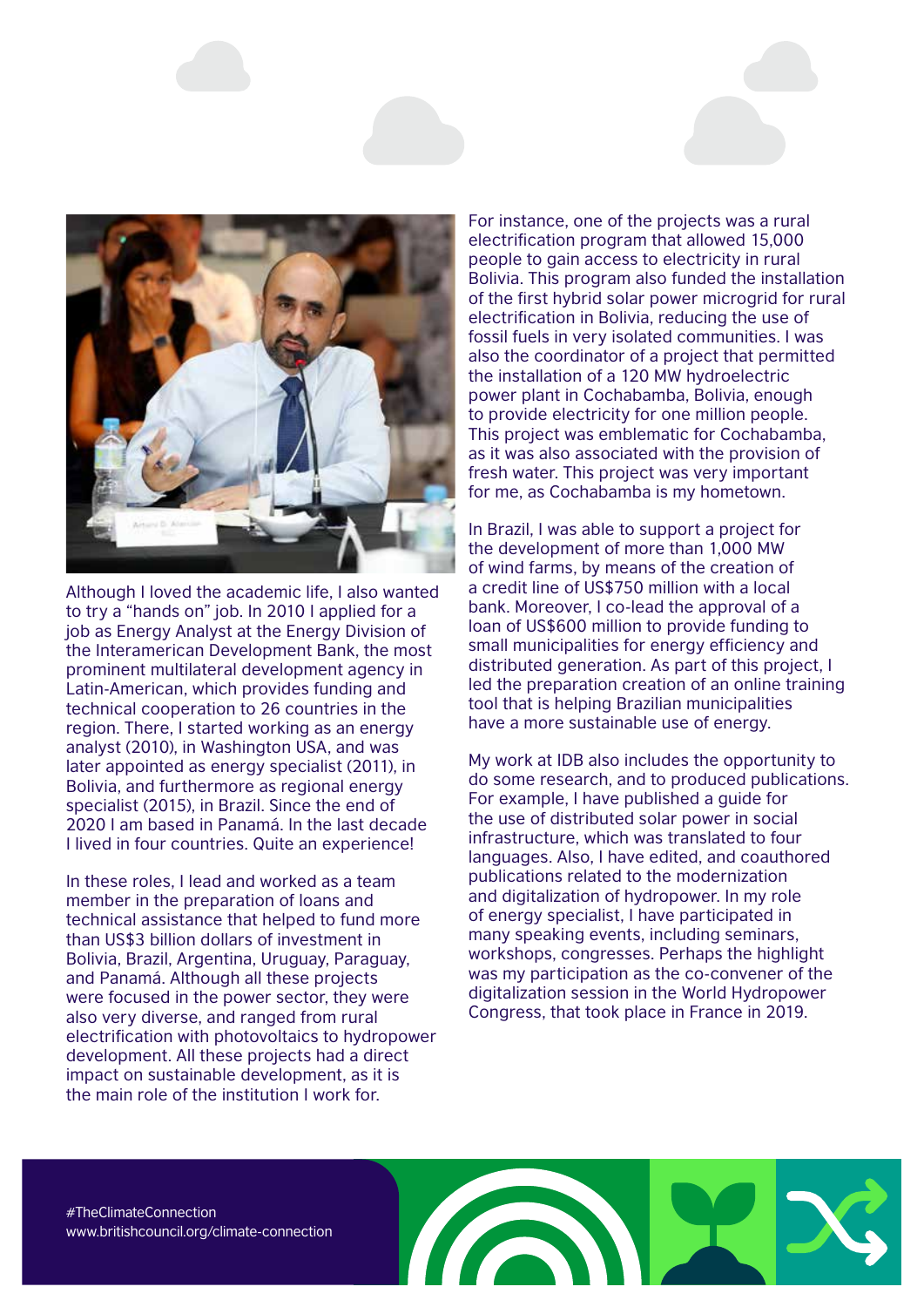Although I loved the academic life, I also wanted to try a "hands on" job. In 2010 I applied for a job as Energy Analyst at the Energy Division of the Interamerican Development Bank, the most prominent multilateral development agency in Latin-American, which provides funding and technical cooperation to 26 countries in the region. There, I started working as an energy analyst (2010), in Washington USA, and was later appointed as energy specialist (2011), in Bolivia, and furthermore as regional energy specialist (2015), in Brazil. Since the end of 2020 I am based in Panamá. In the last decade I lived in four countries. Quite an experience!

In these roles, I lead and worked as a team member in the preparation of loans and technical assistance that helped to fund more than US$3 billion dollars of investment in Bolivia, Brazil, Argentina, Uruguay, Paraguay, and Panamá. Although all these projects were focused in the power sector, they were also very diverse, and ranged from rural electrification with photovoltaics to hydropower development. All these projects had a direct impact on sustainable development, as it is the main role of the institution I work for.

For instance, one of the projects was a rural electrification program that allowed 15,000 people to gain access to electricity in rural Bolivia. This program also funded the installation of the first hybrid solar power microgrid for rural electrification in Bolivia, reducing the use of fossil fuels in very isolated communities. I was also the coordinator of a project that permitted the installation of a 120 MW hydroelectric power plant in Cochabamba, Bolivia, enough to provide electricity for one million people. This project was emblematic for Cochabamba, as it was also associated with the provision of fresh water. This project was very important for me, as Cochabamba is my hometown.

In Brazil, I was able to support a project for the development of more than 1,000 MW of wind farms, by means of the creation of a credit line of US$750 million with a local bank. Moreover, I co-lead the approval of a loan of US$600 million to provide funding to small municipalities for energy efficiency and distributed generation. As part of this project, I led the preparation creation of an online training tool that is helping Brazilian municipalities have a more sustainable use of energy.

My work at IDB also includes the opportunity to do some research, and to produced publications. For example, I have published a guide for the use of distributed solar power in social infrastructure, which was translated to four languages. Also, I have edited, and coauthored publications related to the modernization and digitalization of hydropower. In my role of energy specialist, I have participated in many speaking events, including seminars, workshops, congresses. Perhaps the highlight was my participation as the co-convener of the digitalization session in the World Hydropower Congress, that took place in France in 2019.

#TheClimateConnection
www.britishcouncil.org/climate-connection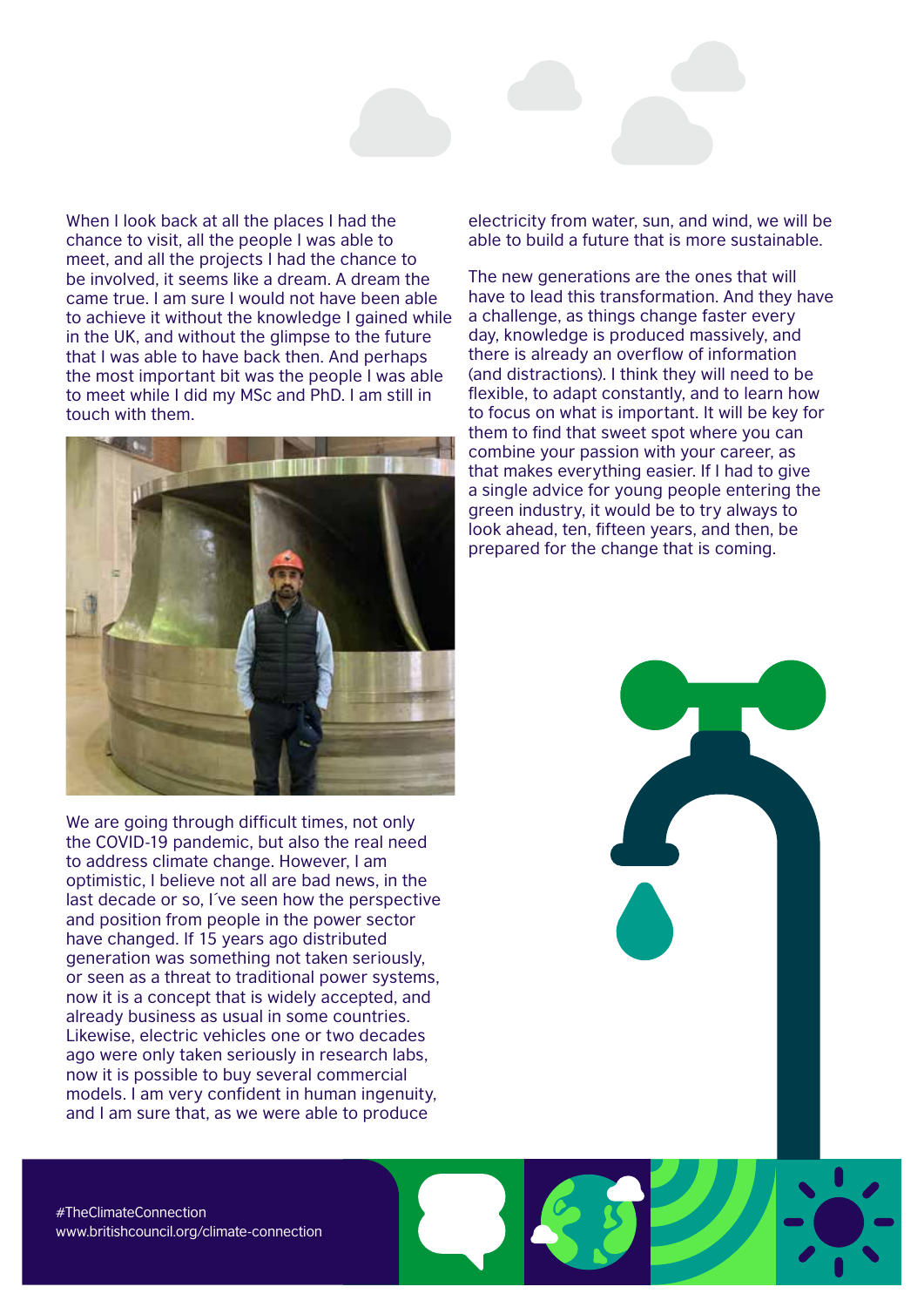When I look back at all the places I had the chance to visit, all the people I was able to meet, and all the projects I had the chance to be involved, it seems like a dream. A dream the came true. I am sure I would not have been able to achieve it without the knowledge I gained while in the UK, and without the glimpse to the future that I was able to have back then. And perhaps the most important bit was the people I was able to meet while I did my MSc and PhD. I am still in touch with them.

We are going through difficult times, not only the COVID-19 pandemic, but also the real need to address climate change. However, I am optimistic, I believe not all are bad news, in the last decade or so, I´ve seen how the perspective and position from people in the power sector have changed. If 15 years ago distributed generation was something not taken seriously, or seen as a threat to traditional power systems, now it is a concept that is widely accepted, and already business as usual in some countries. Likewise, electric vehicles one or two decades ago were only taken seriously in research labs, now it is possible to buy several commercial models. I am very confident in human ingenuity, and I am sure that, as we were able to produce electricity from water, sun, and wind, we will be able to build a future that is more sustainable.

The new generations are the ones that will have to lead this transformation. And they have a challenge, as things change faster every day, knowledge is produced massively, and there is already an overflow of information (and distractions). I think they will need to be flexible, to adapt constantly, and to learn how to focus on what is important. It will be key for them to find that sweet spot where you can combine your passion with your career, as that makes everything easier. If I had to give a single advice for young people entering the green industry, it would be to try always to look ahead, ten, fifteen years, and then, be prepared for the change that is coming.

#TheClimateConnection
www.britishcouncil.org/climate-connection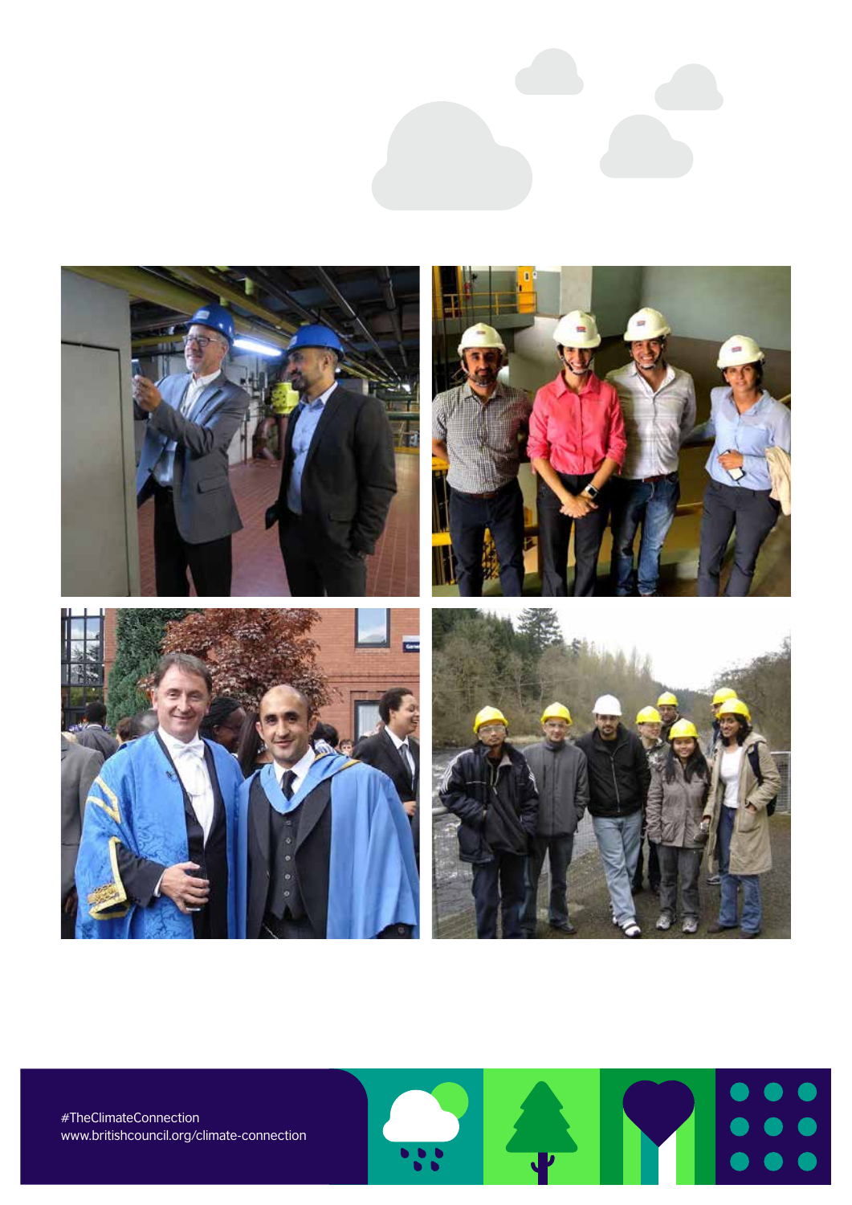#TheClimateConnection
www.britishcouncil.org/climate-connection